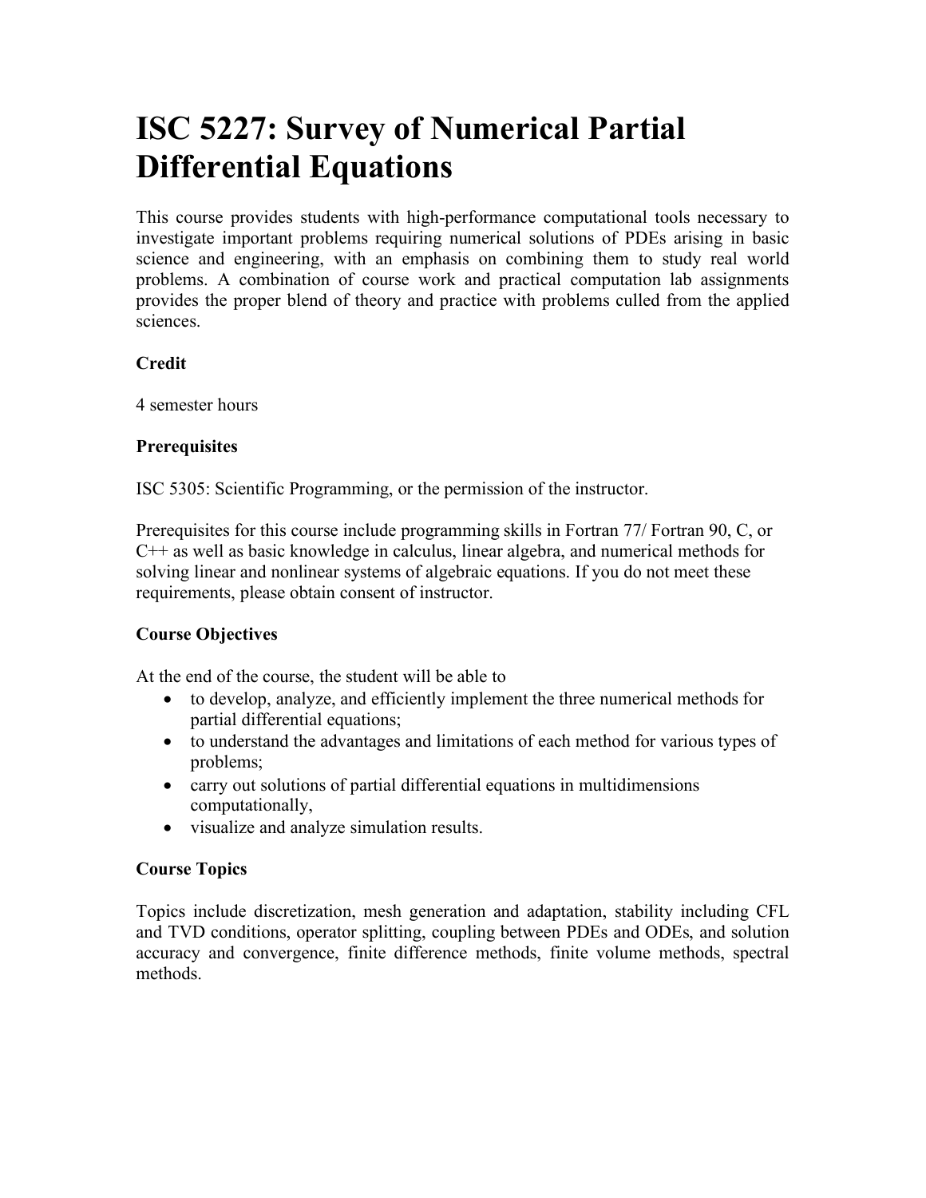# ISC 5227: Survey of Numerical Partial Differential Equations

This course provides students with high-performance computational tools necessary to investigate important problems requiring numerical solutions of PDEs arising in basic science and engineering, with an emphasis on combining them to study real world problems. A combination of course work and practical computation lab assignments provides the proper blend of theory and practice with problems culled from the applied sciences.

**Credit**

4 semester hours

**Prerequisites**

ISC 5305: Scientific Programming, or the permission of the instructor.

Prerequisites for this course include programming skills in Fortran 77/ Fortran 90, C, or C++ as well as basic knowledge in calculus, linear algebra, and numerical methods for solving linear and nonlinear systems of algebraic equations. If you do not meet these requirements, please obtain consent of instructor.

**Course Objectives**

At the end of the course, the student will be able to

- to develop, analyze, and efficiently implement the three numerical methods for partial differential equations;
- to understand the advantages and limitations of each method for various types of problems;
- carry out solutions of partial differential equations in multidimensions computationally,
- visualize and analyze simulation results.

**Course Topics**

Topics include discretization, mesh generation and adaptation, stability including CFL and TVD conditions, operator splitting, coupling between PDEs and ODEs, and solution accuracy and convergence, finite difference methods, finite volume methods, spectral methods.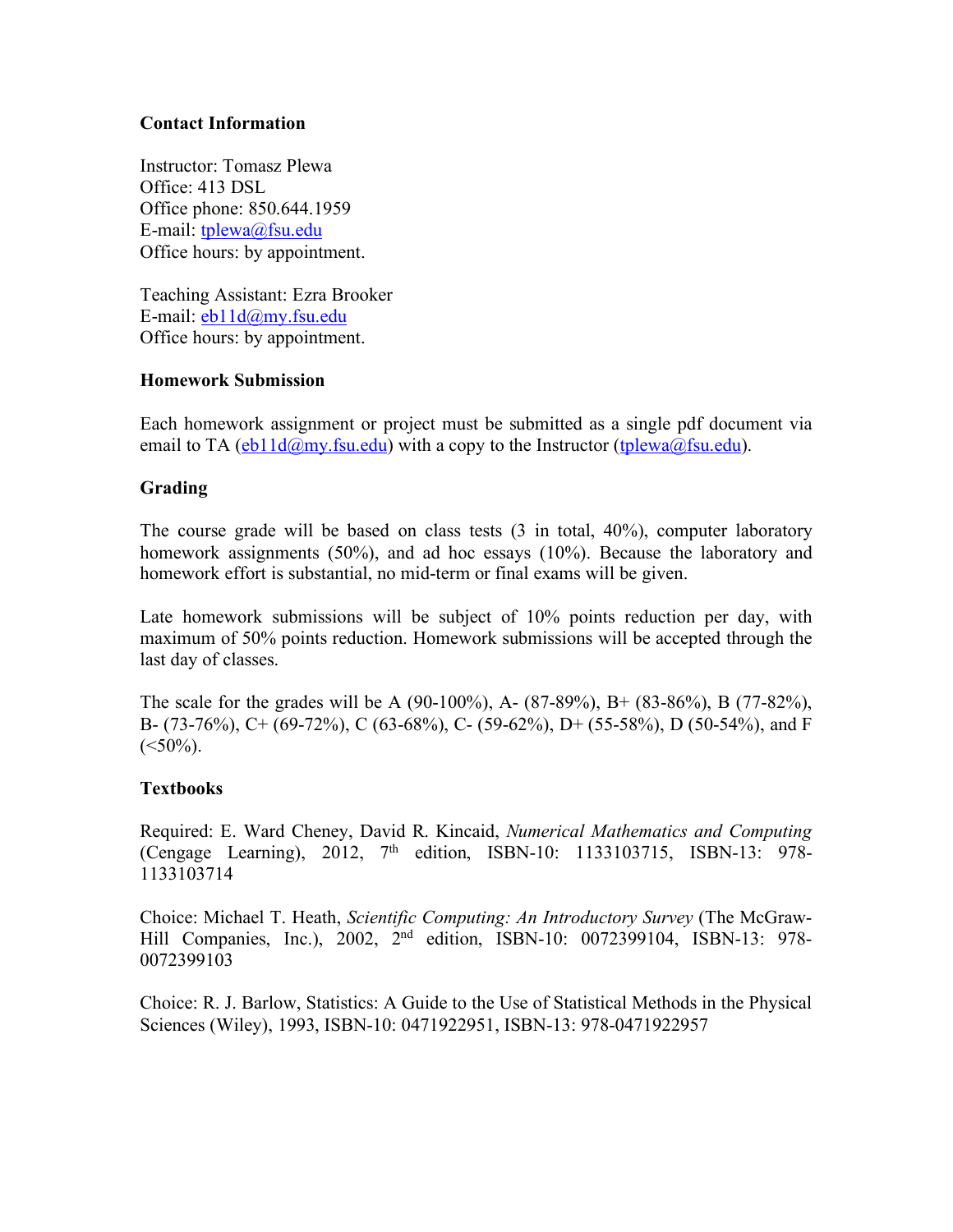**Contact Information**

Instructor: Tomasz Plewa
Office: 413 DSL
Office phone: 850.644.1959
E-mail: tplewa@fsu.edu
Office hours: by appointment.

Teaching Assistant: Ezra Brooker
E-mail: eb11d@my.fsu.edu
Office hours: by appointment.

**Homework Submission**

Each homework assignment or project must be submitted as a single pdf document via email to TA (eb11d@my.fsu.edu) with a copy to the Instructor (tplewa@fsu.edu).

**Grading**

The course grade will be based on class tests (3 in total, 40%), computer laboratory homework assignments (50%), and ad hoc essays (10%). Because the laboratory and homework effort is substantial, no mid-term or final exams will be given.

Late homework submissions will be subject of 10% points reduction per day, with maximum of 50% points reduction. Homework submissions will be accepted through the last day of classes.

The scale for the grades will be A (90-100%), A- (87-89%), B+ (83-86%), B (77-82%), B- (73-76%), C+ (69-72%), C (63-68%), C- (59-62%), D+ (55-58%), D (50-54%), and F (<50%).

**Textbooks**

Required: E. Ward Cheney, David R. Kincaid, *Numerical Mathematics and Computing* (Cengage Learning), 2012, 7th edition, ISBN-10: 1133103715, ISBN-13: 978-1133103714

Choice: Michael T. Heath, *Scientific Computing: An Introductory Survey* (The McGraw-Hill Companies, Inc.), 2002, 2nd edition, ISBN-10: 0072399104, ISBN-13: 978-0072399103

Choice: R. J. Barlow, Statistics: A Guide to the Use of Statistical Methods in the Physical Sciences (Wiley), 1993, ISBN-10: 0471922951, ISBN-13: 978-0471922957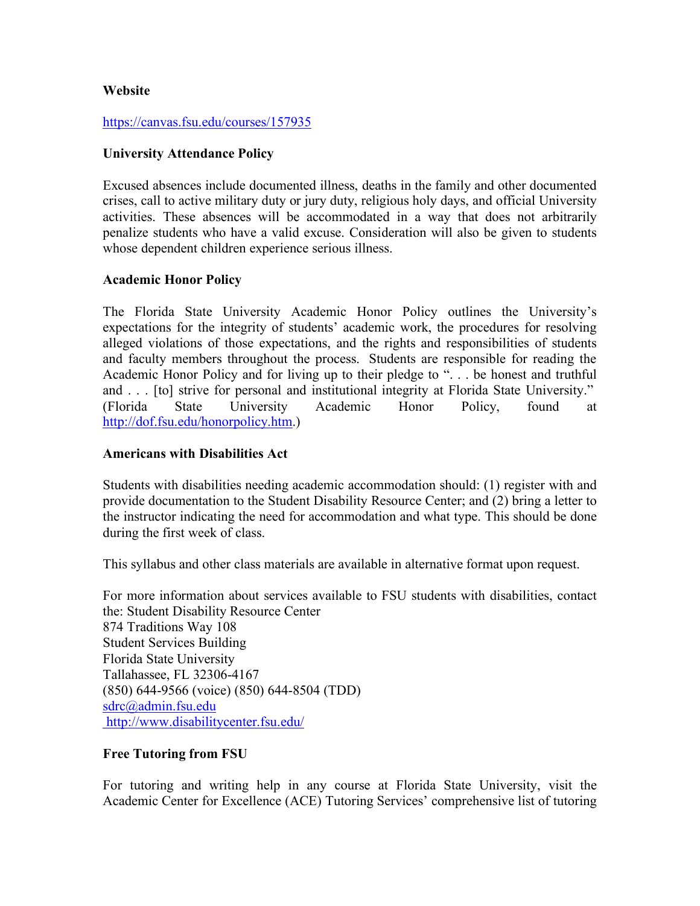**Website**

https://canvas.fsu.edu/courses/157935

**University Attendance Policy**

Excused absences include documented illness, deaths in the family and other documented crises, call to active military duty or jury duty, religious holy days, and official University activities. These absences will be accommodated in a way that does not arbitrarily penalize students who have a valid excuse. Consideration will also be given to students whose dependent children experience serious illness.

**Academic Honor Policy**

The Florida State University Academic Honor Policy outlines the University's expectations for the integrity of students' academic work, the procedures for resolving alleged violations of those expectations, and the rights and responsibilities of students and faculty members throughout the process. Students are responsible for reading the Academic Honor Policy and for living up to their pledge to ". . . be honest and truthful and . . . [to] strive for personal and institutional integrity at Florida State University." (Florida State University Academic Honor Policy, found at http://dof.fsu.edu/honorpolicy.htm.)

**Americans with Disabilities Act**

Students with disabilities needing academic accommodation should: (1) register with and provide documentation to the Student Disability Resource Center; and (2) bring a letter to the instructor indicating the need for accommodation and what type. This should be done during the first week of class.

This syllabus and other class materials are available in alternative format upon request.

For more information about services available to FSU students with disabilities, contact the: Student Disability Resource Center
874 Traditions Way 108
Student Services Building
Florida State University
Tallahassee, FL 32306-4167
(850) 644-9566 (voice) (850) 644-8504 (TDD)
sdrc@admin.fsu.edu
http://www.disabilitycenter.fsu.edu/

**Free Tutoring from FSU**

For tutoring and writing help in any course at Florida State University, visit the Academic Center for Excellence (ACE) Tutoring Services' comprehensive list of tutoring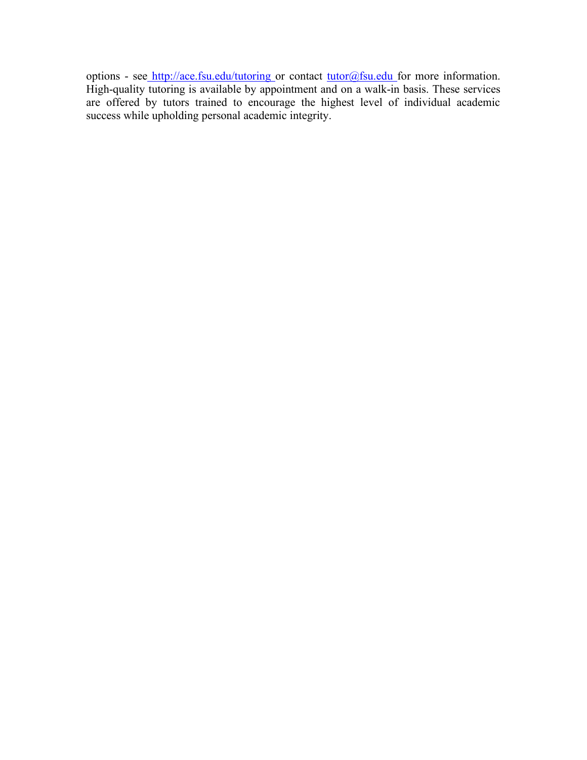options - see http://ace.fsu.edu/tutoring or contact tutor@fsu.edu for more information. High-quality tutoring is available by appointment and on a walk-in basis. These services are offered by tutors trained to encourage the highest level of individual academic success while upholding personal academic integrity.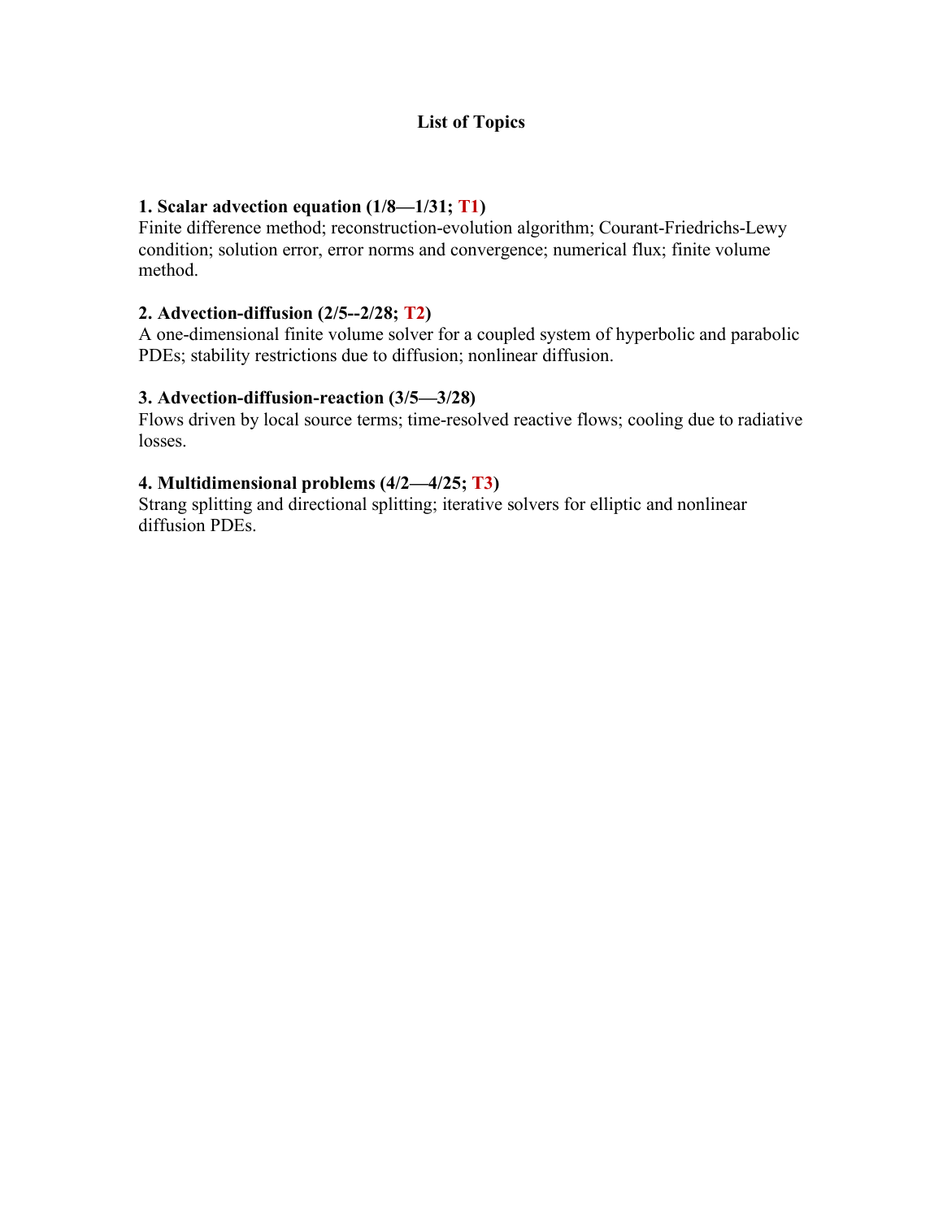# List of Topics

### 1. Scalar advection equation (1/8—1/31; T1)

Finite difference method; reconstruction-evolution algorithm; Courant-Friedrichs-Lewy condition; solution error, error norms and convergence; numerical flux; finite volume method.

### 2. Advection-diffusion (2/5--2/28; T2)

A one-dimensional finite volume solver for a coupled system of hyperbolic and parabolic PDEs; stability restrictions due to diffusion; nonlinear diffusion.

### 3. Advection-diffusion-reaction (3/5—3/28)

Flows driven by local source terms; time-resolved reactive flows; cooling due to radiative losses.

### 4. Multidimensional problems (4/2—4/25; T3)

Strang splitting and directional splitting; iterative solvers for elliptic and nonlinear diffusion PDEs.